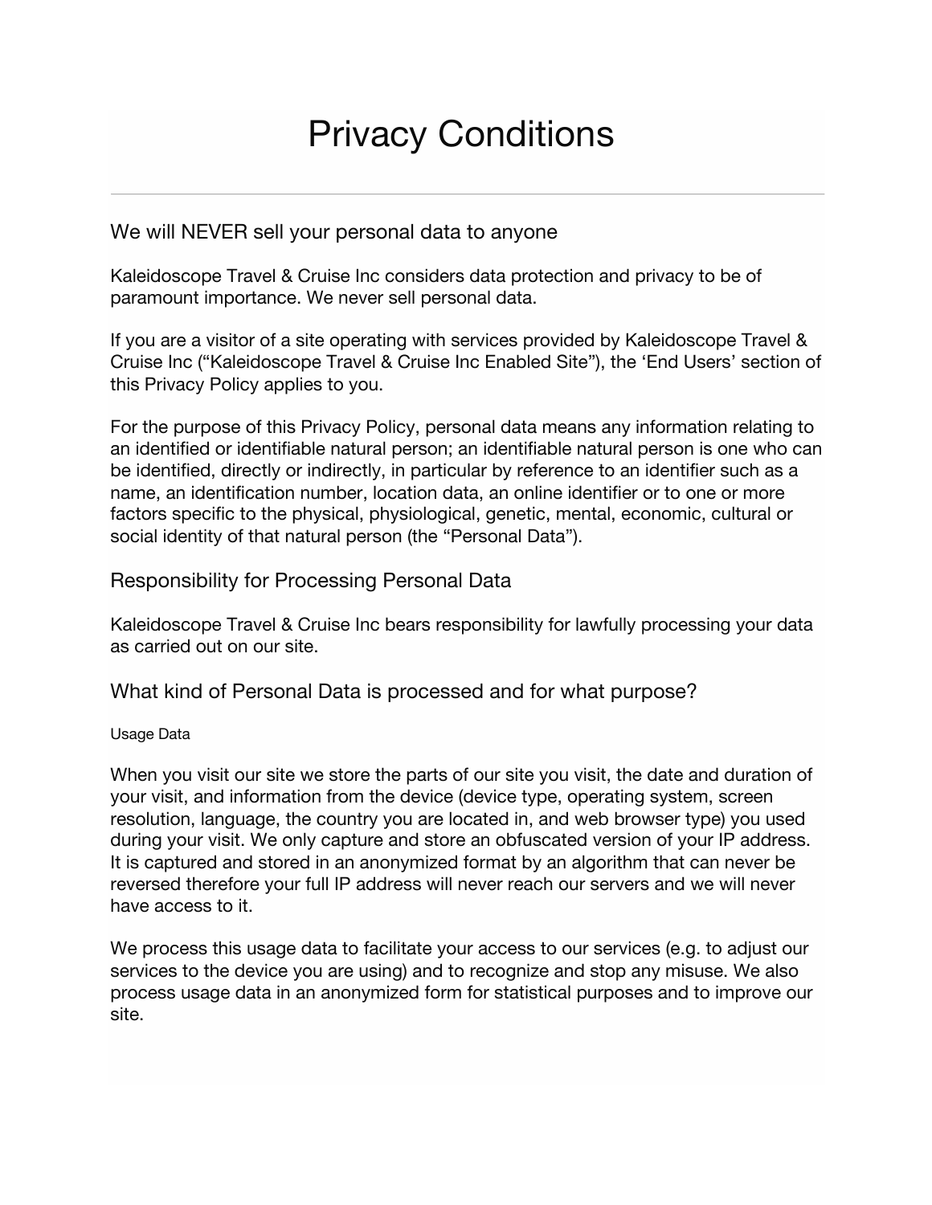# Privacy Conditions

## We will NEVER sell your personal data to anyone

Kaleidoscope Travel & Cruise Inc considers data protection and privacy to be of paramount importance. We never sell personal data.

If you are a visitor of a site operating with services provided by Kaleidoscope Travel & Cruise Inc ("Kaleidoscope Travel & Cruise Inc Enabled Site"), the 'End Users' section of this Privacy Policy applies to you.

For the purpose of this Privacy Policy, personal data means any information relating to an identified or identifiable natural person; an identifiable natural person is one who can be identified, directly or indirectly, in particular by reference to an identifier such as a name, an identification number, location data, an online identifier or to one or more factors specific to the physical, physiological, genetic, mental, economic, cultural or social identity of that natural person (the "Personal Data").

## Responsibility for Processing Personal Data

Kaleidoscope Travel & Cruise Inc bears responsibility for lawfully processing your data as carried out on our site.

## What kind of Personal Data is processed and for what purpose?

#### Usage Data

When you visit our site we store the parts of our site you visit, the date and duration of your visit, and information from the device (device type, operating system, screen resolution, language, the country you are located in, and web browser type) you used during your visit. We only capture and store an obfuscated version of your IP address. It is captured and stored in an anonymized format by an algorithm that can never be reversed therefore your full IP address will never reach our servers and we will never have access to it.

We process this usage data to facilitate your access to our services (e.g. to adjust our services to the device you are using) and to recognize and stop any misuse. We also process usage data in an anonymized form for statistical purposes and to improve our site.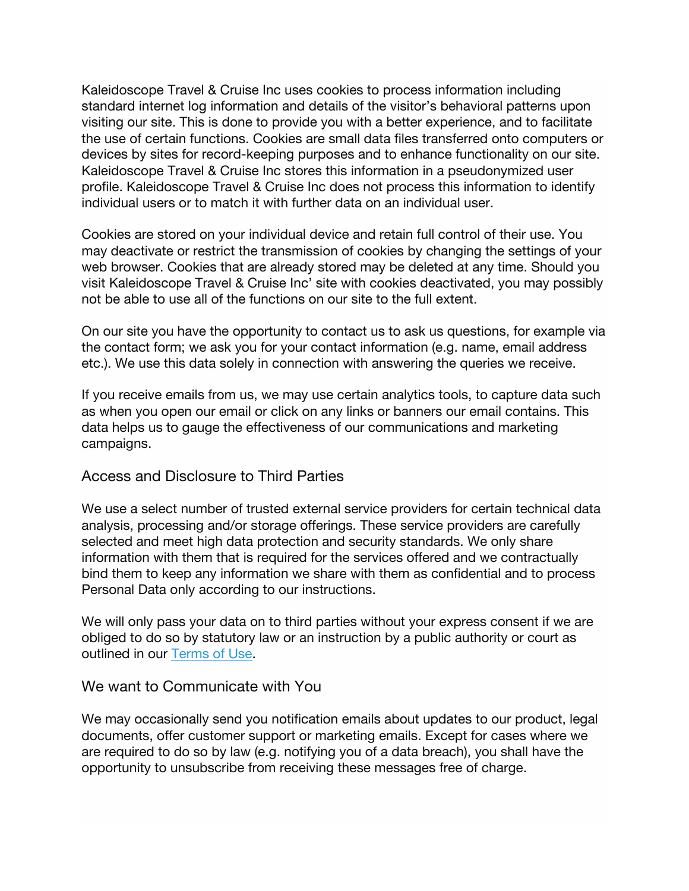Kaleidoscope Travel & Cruise Inc uses cookies to process information including standard internet log information and details of the visitor's behavioral patterns upon visiting our site. This is done to provide you with a better experience, and to facilitate the use of certain functions. Cookies are small data files transferred onto computers or devices by sites for record-keeping purposes and to enhance functionality on our site. Kaleidoscope Travel & Cruise Inc stores this information in a pseudonymized user profile. Kaleidoscope Travel & Cruise Inc does not process this information to identify individual users or to match it with further data on an individual user.

Cookies are stored on your individual device and retain full control of their use. You may deactivate or restrict the transmission of cookies by changing the settings of your web browser. Cookies that are already stored may be deleted at any time. Should you visit Kaleidoscope Travel & Cruise Inc' site with cookies deactivated, you may possibly not be able to use all of the functions on our site to the full extent.

On our site you have the opportunity to contact us to ask us questions, for example via the contact form; we ask you for your contact information (e.g. name, email address etc.). We use this data solely in connection with answering the queries we receive.

If you receive emails from us, we may use certain analytics tools, to capture data such as when you open our email or click on any links or banners our email contains. This data helps us to gauge the effectiveness of our communications and marketing campaigns.

## Access and Disclosure to Third Parties

We use a select number of trusted external service providers for certain technical data analysis, processing and/or storage offerings. These service providers are carefully selected and meet high data protection and security standards. We only share information with them that is required for the services offered and we contractually bind them to keep any information we share with them as confidential and to process Personal Data only according to our instructions.

We will only pass your data on to third parties without your express consent if we are obliged to do so by statutory law or an instruction by a public authority or court as outlined in our [Terms of Use](#).

## We want to Communicate with You

We may occasionally send you notification emails about updates to our product, legal documents, offer customer support or marketing emails. Except for cases where we are required to do so by law (e.g. notifying you of a data breach), you shall have the opportunity to unsubscribe from receiving these messages free of charge.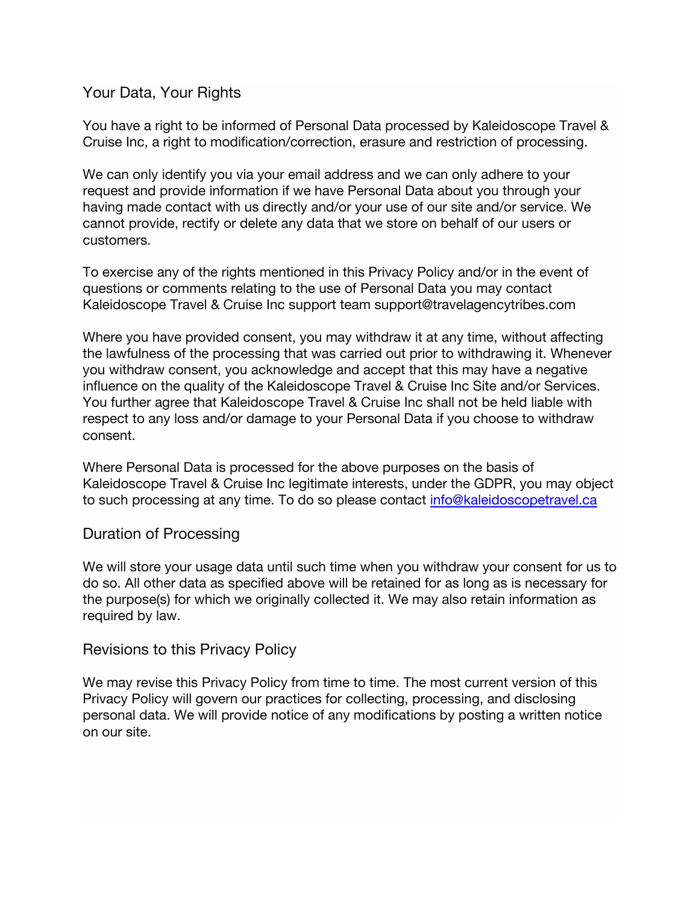## Your Data, Your Rights

You have a right to be informed of Personal Data processed by Kaleidoscope Travel & Cruise Inc, a right to modification/correction, erasure and restriction of processing.

We can only identify you via your email address and we can only adhere to your request and provide information if we have Personal Data about you through your having made contact with us directly and/or your use of our site and/or service. We cannot provide, rectify or delete any data that we store on behalf of our users or customers.

To exercise any of the rights mentioned in this Privacy Policy and/or in the event of questions or comments relating to the use of Personal Data you may contact Kaleidoscope Travel & Cruise Inc support team support@travelagencytribes.com

Where you have provided consent, you may withdraw it at any time, without affecting the lawfulness of the processing that was carried out prior to withdrawing it. Whenever you withdraw consent, you acknowledge and accept that this may have a negative influence on the quality of the Kaleidoscope Travel & Cruise Inc Site and/or Services. You further agree that Kaleidoscope Travel & Cruise Inc shall not be held liable with respect to any loss and/or damage to your Personal Data if you choose to withdraw consent.

Where Personal Data is processed for the above purposes on the basis of Kaleidoscope Travel & Cruise Inc legitimate interests, under the GDPR, you may object to such processing at any time. To do so please contact info@kaleidoscopetravel.ca

## Duration of Processing

We will store your usage data until such time when you withdraw your consent for us to do so. All other data as specified above will be retained for as long as is necessary for the purpose(s) for which we originally collected it. We may also retain information as required by law.

## Revisions to this Privacy Policy

We may revise this Privacy Policy from time to time. The most current version of this Privacy Policy will govern our practices for collecting, processing, and disclosing personal data. We will provide notice of any modifications by posting a written notice on our site.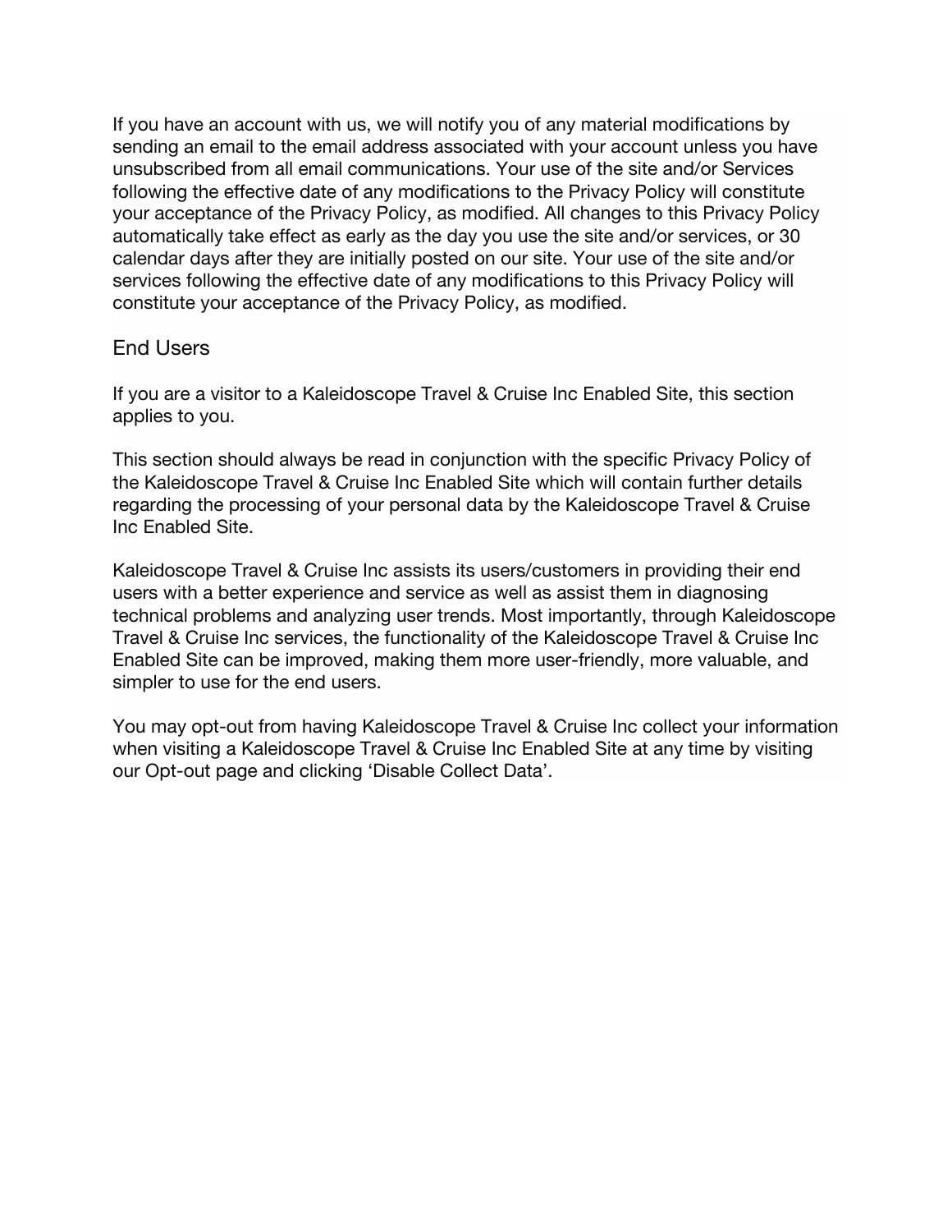If you have an account with us, we will notify you of any material modifications by sending an email to the email address associated with your account unless you have unsubscribed from all email communications. Your use of the site and/or Services following the effective date of any modifications to the Privacy Policy will constitute your acceptance of the Privacy Policy, as modified. All changes to this Privacy Policy automatically take effect as early as the day you use the site and/or services, or 30 calendar days after they are initially posted on our site. Your use of the site and/or services following the effective date of any modifications to this Privacy Policy will constitute your acceptance of the Privacy Policy, as modified.

## End Users

If you are a visitor to a Kaleidoscope Travel & Cruise Inc Enabled Site, this section applies to you.

This section should always be read in conjunction with the specific Privacy Policy of the Kaleidoscope Travel & Cruise Inc Enabled Site which will contain further details regarding the processing of your personal data by the Kaleidoscope Travel & Cruise Inc Enabled Site.

Kaleidoscope Travel & Cruise Inc assists its users/customers in providing their end users with a better experience and service as well as assist them in diagnosing technical problems and analyzing user trends. Most importantly, through Kaleidoscope Travel & Cruise Inc services, the functionality of the Kaleidoscope Travel & Cruise Inc Enabled Site can be improved, making them more user-friendly, more valuable, and simpler to use for the end users.

You may opt-out from having Kaleidoscope Travel & Cruise Inc collect your information when visiting a Kaleidoscope Travel & Cruise Inc Enabled Site at any time by visiting our Opt-out page and clicking 'Disable Collect Data'.